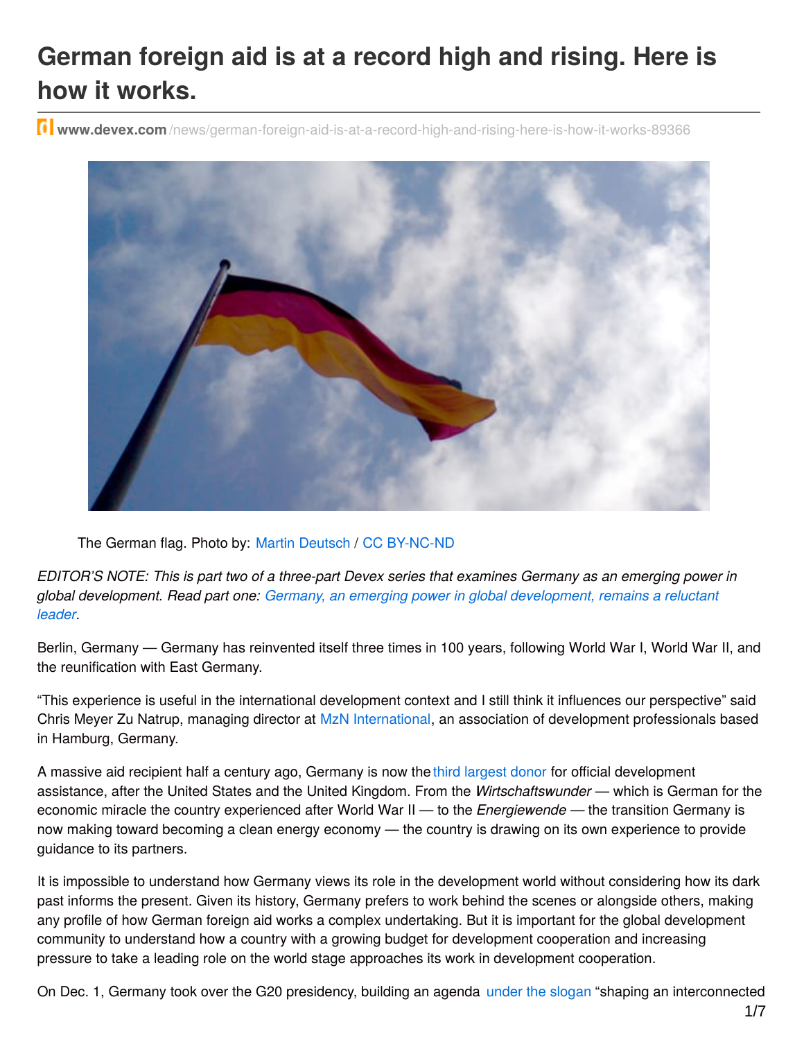# German foreign aid is at a record high and rising. Here is how it works.

www.devex.com/news/german-foreign-aid-is-at-a-record-high-and-rising-here-is-how-it-works-89366

The German flag. Photo by: Martin Deutsch / CC BY-NC-ND

*EDITOR'S NOTE: This is part two of a three-part Devex series that examines Germany as an emerging power in global development. Read part one: Germany, an emerging power in global development, remains a reluctant leader.*

Berlin, Germany — Germany has reinvented itself three times in 100 years, following World War I, World War II, and the reunification with East Germany.

"This experience is useful in the international development context and I still think it influences our perspective" said Chris Meyer Zu Natrup, managing director at MzN International, an association of development professionals based in Hamburg, Germany.

A massive aid recipient half a century ago, Germany is now the third largest donor for official development assistance, after the United States and the United Kingdom. From the *Wirtschaftswunder* — which is German for the economic miracle the country experienced after World War II — to the *Energiewende* — the transition Germany is now making toward becoming a clean energy economy — the country is drawing on its own experience to provide guidance to its partners.

It is impossible to understand how Germany views its role in the development world without considering how its dark past informs the present. Given its history, Germany prefers to work behind the scenes or alongside others, making any profile of how German foreign aid works a complex undertaking. But it is important for the global development community to understand how a country with a growing budget for development cooperation and increasing pressure to take a leading role on the world stage approaches its work in development cooperation.

On Dec. 1, Germany took over the G20 presidency, building an agenda under the slogan "shaping an interconnected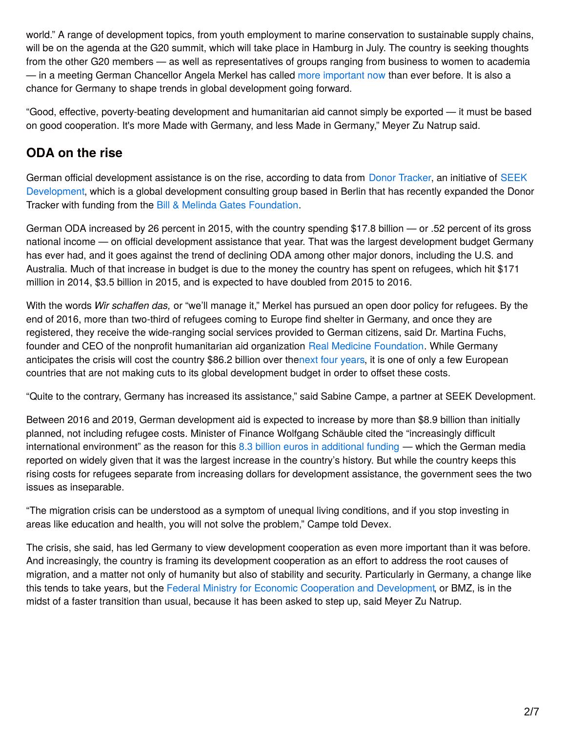world." A range of development topics, from youth employment to marine conservation to sustainable supply chains, will be on the agenda at the G20 summit, which will take place in Hamburg in July. The country is seeking thoughts from the other G20 members — as well as representatives of groups ranging from business to women to academia — in a meeting German Chancellor Angela Merkel has called more important now than ever before. It is also a chance for Germany to shape trends in global development going forward.

"Good, effective, poverty-beating development and humanitarian aid cannot simply be exported — it must be based on good cooperation. It's more Made with Germany, and less Made in Germany," Meyer Zu Natrup said.

## ODA on the rise

German official development assistance is on the rise, according to data from Donor Tracker, an initiative of SEEK Development, which is a global development consulting group based in Berlin that has recently expanded the Donor Tracker with funding from the Bill & Melinda Gates Foundation.

German ODA increased by 26 percent in 2015, with the country spending $17.8 billion — or .52 percent of its gross national income — on official development assistance that year. That was the largest development budget Germany has ever had, and it goes against the trend of declining ODA among other major donors, including the U.S. and Australia. Much of that increase in budget is due to the money the country has spent on refugees, which hit $171 million in 2014, $3.5 billion in 2015, and is expected to have doubled from 2015 to 2016.

With the words *Wir schaffen das,* or "we'll manage it," Merkel has pursued an open door policy for refugees. By the end of 2016, more than two-third of refugees coming to Europe find shelter in Germany, and once they are registered, they receive the wide-ranging social services provided to German citizens, said Dr. Martina Fuchs, founder and CEO of the nonprofit humanitarian aid organization Real Medicine Foundation. While Germany anticipates the crisis will cost the country $86.2 billion over thenext four years, it is one of only a few European countries that are not making cuts to its global development budget in order to offset these costs.

"Quite to the contrary, Germany has increased its assistance," said Sabine Campe, a partner at SEEK Development.

Between 2016 and 2019, German development aid is expected to increase by more than $8.9 billion than initially planned, not including refugee costs. Minister of Finance Wolfgang Schäuble cited the "increasingly difficult international environment" as the reason for this 8.3 billion euros in additional funding — which the German media reported on widely given that it was the largest increase in the country's history. But while the country keeps this rising costs for refugees separate from increasing dollars for development assistance, the government sees the two issues as inseparable.

"The migration crisis can be understood as a symptom of unequal living conditions, and if you stop investing in areas like education and health, you will not solve the problem," Campe told Devex.

The crisis, she said, has led Germany to view development cooperation as even more important than it was before. And increasingly, the country is framing its development cooperation as an effort to address the root causes of migration, and a matter not only of humanity but also of stability and security. Particularly in Germany, a change like this tends to take years, but the Federal Ministry for Economic Cooperation and Development, or BMZ, is in the midst of a faster transition than usual, because it has been asked to step up, said Meyer Zu Natrup.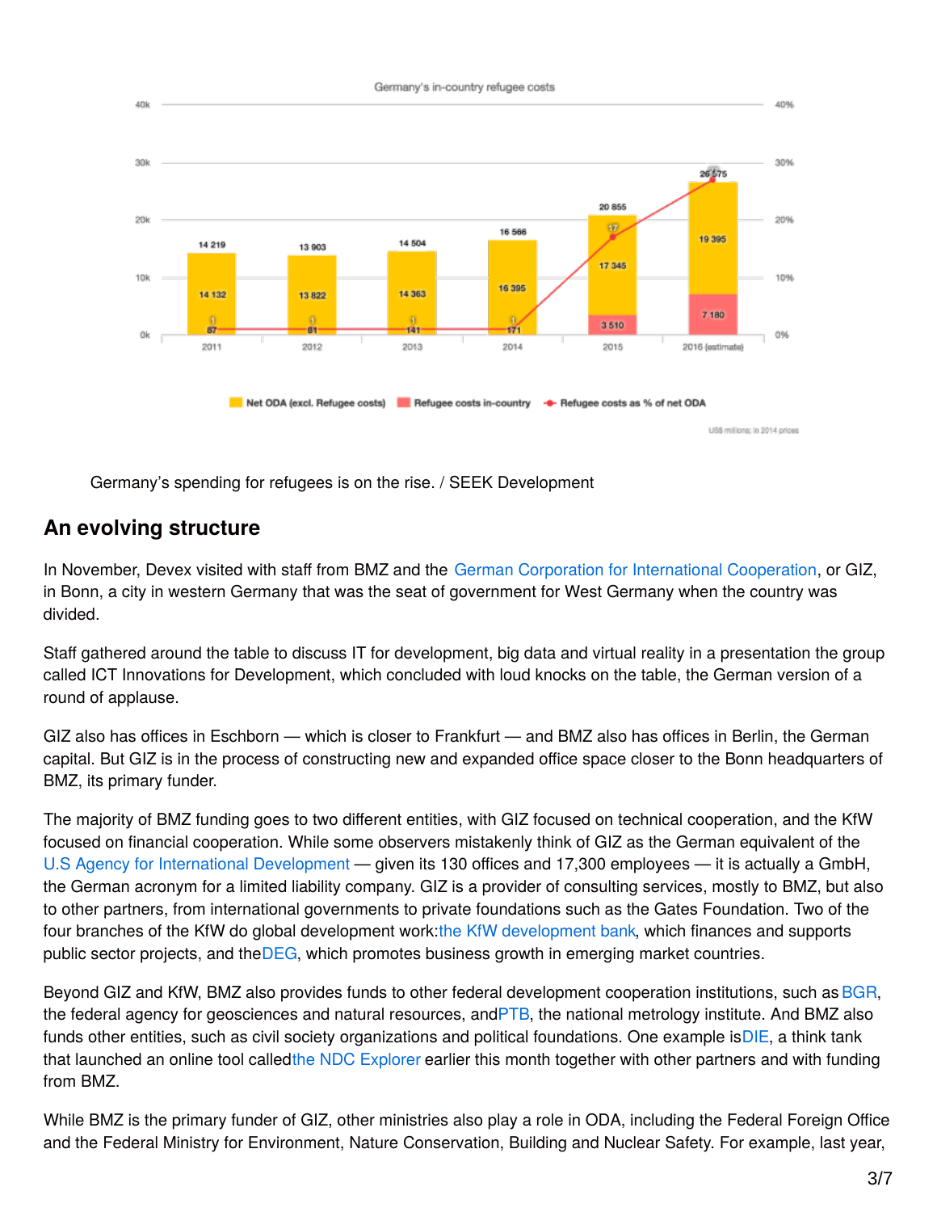Germany's spending for refugees is on the rise. / SEEK Development

## An evolving structure

In November, Devex visited with staff from BMZ and the German Corporation for International Cooperation, or GIZ, in Bonn, a city in western Germany that was the seat of government for West Germany when the country was divided.

Staff gathered around the table to discuss IT for development, big data and virtual reality in a presentation the group called ICT Innovations for Development, which concluded with loud knocks on the table, the German version of a round of applause.

GIZ also has offices in Eschborn — which is closer to Frankfurt — and BMZ also has offices in Berlin, the German capital. But GIZ is in the process of constructing new and expanded office space closer to the Bonn headquarters of BMZ, its primary funder.

The majority of BMZ funding goes to two different entities, with GIZ focused on technical cooperation, and the KfW focused on financial cooperation. While some observers mistakenly think of GIZ as the German equivalent of the U.S Agency for International Development — given its 130 offices and 17,300 employees — it is actually a GmbH, the German acronym for a limited liability company. GIZ is a provider of consulting services, mostly to BMZ, but also to other partners, from international governments to private foundations such as the Gates Foundation. Two of the four branches of the KfW do global development work:the KfW development bank, which finances and supports public sector projects, and theDEG, which promotes business growth in emerging market countries.

Beyond GIZ and KfW, BMZ also provides funds to other federal development cooperation institutions, such as BGR, the federal agency for geosciences and natural resources, andPTB, the national metrology institute. And BMZ also funds other entities, such as civil society organizations and political foundations. One example isDIE, a think tank that launched an online tool calledthe NDC Explorer earlier this month together with other partners and with funding from BMZ.

While BMZ is the primary funder of GIZ, other ministries also play a role in ODA, including the Federal Foreign Office and the Federal Ministry for Environment, Nature Conservation, Building and Nuclear Safety. For example, last year,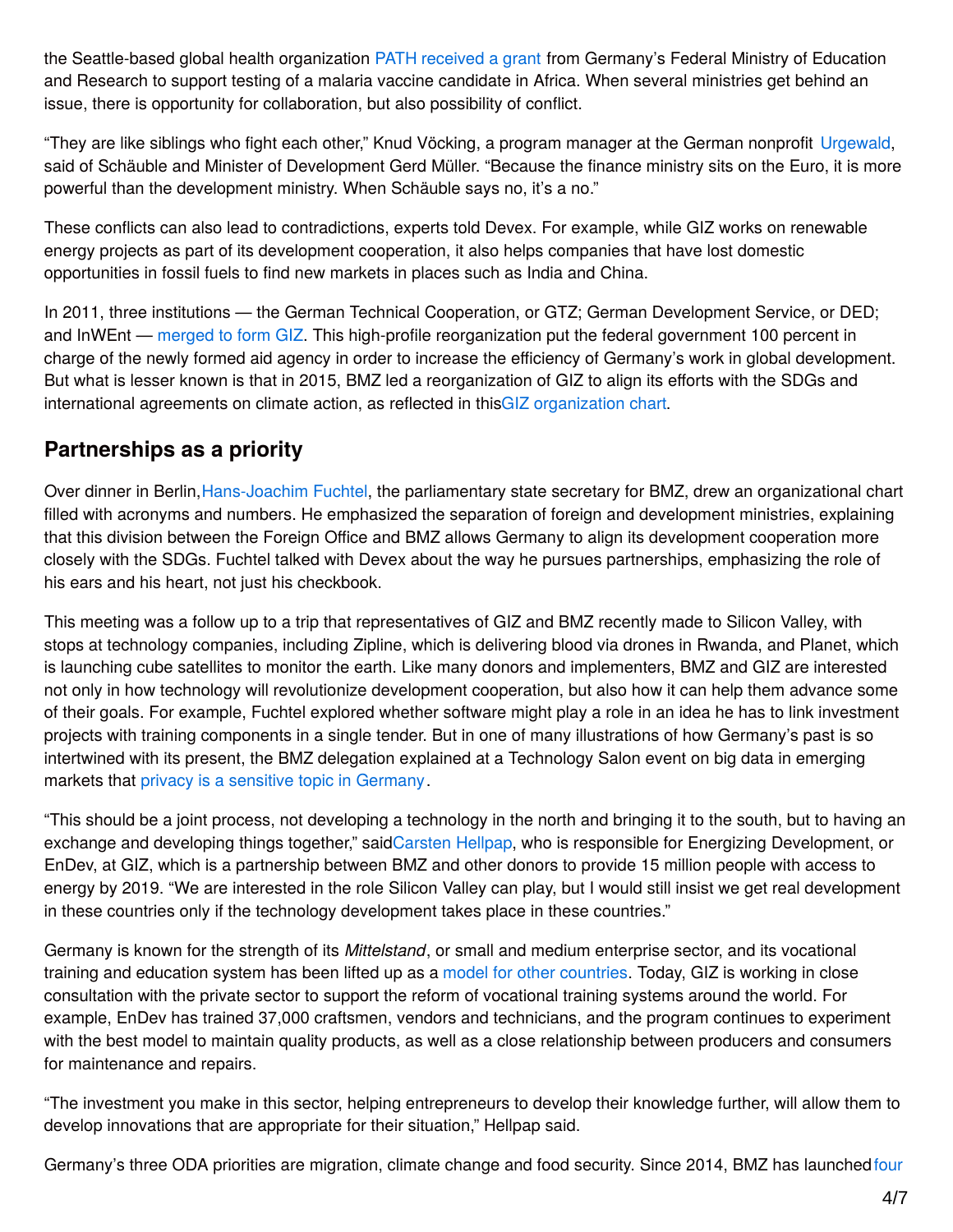the Seattle-based global health organization PATH received a grant from Germany's Federal Ministry of Education and Research to support testing of a malaria vaccine candidate in Africa. When several ministries get behind an issue, there is opportunity for collaboration, but also possibility of conflict.

"They are like siblings who fight each other," Knud Vöcking, a program manager at the German nonprofit Urgewald, said of Schäuble and Minister of Development Gerd Müller. "Because the finance ministry sits on the Euro, it is more powerful than the development ministry. When Schäuble says no, it's a no."

These conflicts can also lead to contradictions, experts told Devex. For example, while GIZ works on renewable energy projects as part of its development cooperation, it also helps companies that have lost domestic opportunities in fossil fuels to find new markets in places such as India and China.

In 2011, three institutions — the German Technical Cooperation, or GTZ; German Development Service, or DED; and InWEnt — merged to form GIZ. This high-profile reorganization put the federal government 100 percent in charge of the newly formed aid agency in order to increase the efficiency of Germany's work in global development. But what is lesser known is that in 2015, BMZ led a reorganization of GIZ to align its efforts with the SDGs and international agreements on climate action, as reflected in thisGIZ organization chart.

## Partnerships as a priority

Over dinner in Berlin,Hans-Joachim Fuchtel, the parliamentary state secretary for BMZ, drew an organizational chart filled with acronyms and numbers. He emphasized the separation of foreign and development ministries, explaining that this division between the Foreign Office and BMZ allows Germany to align its development cooperation more closely with the SDGs. Fuchtel talked with Devex about the way he pursues partnerships, emphasizing the role of his ears and his heart, not just his checkbook.

This meeting was a follow up to a trip that representatives of GIZ and BMZ recently made to Silicon Valley, with stops at technology companies, including Zipline, which is delivering blood via drones in Rwanda, and Planet, which is launching cube satellites to monitor the earth. Like many donors and implementers, BMZ and GIZ are interested not only in how technology will revolutionize development cooperation, but also how it can help them advance some of their goals. For example, Fuchtel explored whether software might play a role in an idea he has to link investment projects with training components in a single tender. But in one of many illustrations of how Germany's past is so intertwined with its present, the BMZ delegation explained at a Technology Salon event on big data in emerging markets that privacy is a sensitive topic in Germany.

"This should be a joint process, not developing a technology in the north and bringing it to the south, but to having an exchange and developing things together," saidCarsten Hellpap, who is responsible for Energizing Development, or EnDev, at GIZ, which is a partnership between BMZ and other donors to provide 15 million people with access to energy by 2019. "We are interested in the role Silicon Valley can play, but I would still insist we get real development in these countries only if the technology development takes place in these countries."

Germany is known for the strength of its *Mittelstand*, or small and medium enterprise sector, and its vocational training and education system has been lifted up as a model for other countries. Today, GIZ is working in close consultation with the private sector to support the reform of vocational training systems around the world. For example, EnDev has trained 37,000 craftsmen, vendors and technicians, and the program continues to experiment with the best model to maintain quality products, as well as a close relationship between producers and consumers for maintenance and repairs.

"The investment you make in this sector, helping entrepreneurs to develop their knowledge further, will allow them to develop innovations that are appropriate for their situation," Hellpap said.

Germany's three ODA priorities are migration, climate change and food security. Since 2014, BMZ has launched four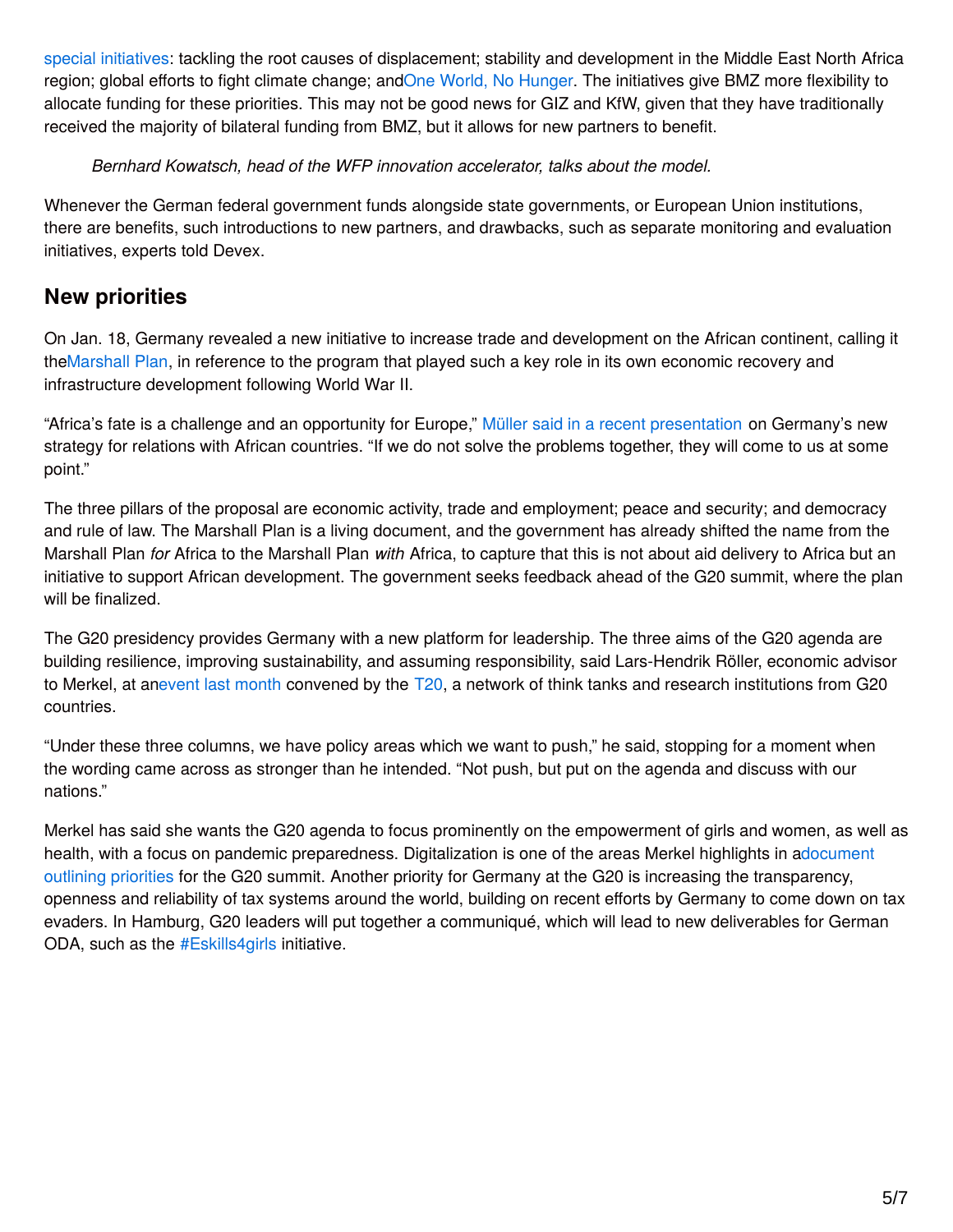special initiatives: tackling the root causes of displacement; stability and development in the Middle East North Africa region; global efforts to fight climate change; andOne World, No Hunger. The initiatives give BMZ more flexibility to allocate funding for these priorities. This may not be good news for GIZ and KfW, given that they have traditionally received the majority of bilateral funding from BMZ, but it allows for new partners to benefit.

*Bernhard Kowatsch, head of the WFP innovation accelerator, talks about the model.*

Whenever the German federal government funds alongside state governments, or European Union institutions, there are benefits, such introductions to new partners, and drawbacks, such as separate monitoring and evaluation initiatives, experts told Devex.

## New priorities

On Jan. 18, Germany revealed a new initiative to increase trade and development on the African continent, calling it theMarshall Plan, in reference to the program that played such a key role in its own economic recovery and infrastructure development following World War II.

"Africa's fate is a challenge and an opportunity for Europe," Müller said in a recent presentation on Germany's new strategy for relations with African countries. "If we do not solve the problems together, they will come to us at some point."

The three pillars of the proposal are economic activity, trade and employment; peace and security; and democracy and rule of law. The Marshall Plan is a living document, and the government has already shifted the name from the Marshall Plan *for* Africa to the Marshall Plan *with* Africa, to capture that this is not about aid delivery to Africa but an initiative to support African development. The government seeks feedback ahead of the G20 summit, where the plan will be finalized.

The G20 presidency provides Germany with a new platform for leadership. The three aims of the G20 agenda are building resilience, improving sustainability, and assuming responsibility, said Lars-Hendrik Röller, economic advisor to Merkel, at anevent last month convened by the T20, a network of think tanks and research institutions from G20 countries.

"Under these three columns, we have policy areas which we want to push," he said, stopping for a moment when the wording came across as stronger than he intended. "Not push, but put on the agenda and discuss with our nations."

Merkel has said she wants the G20 agenda to focus prominently on the empowerment of girls and women, as well as health, with a focus on pandemic preparedness. Digitalization is one of the areas Merkel highlights in adocument outlining priorities for the G20 summit. Another priority for Germany at the G20 is increasing the transparency, openness and reliability of tax systems around the world, building on recent efforts by Germany to come down on tax evaders. In Hamburg, G20 leaders will put together a communiqué, which will lead to new deliverables for German ODA, such as the #Eskills4girls initiative.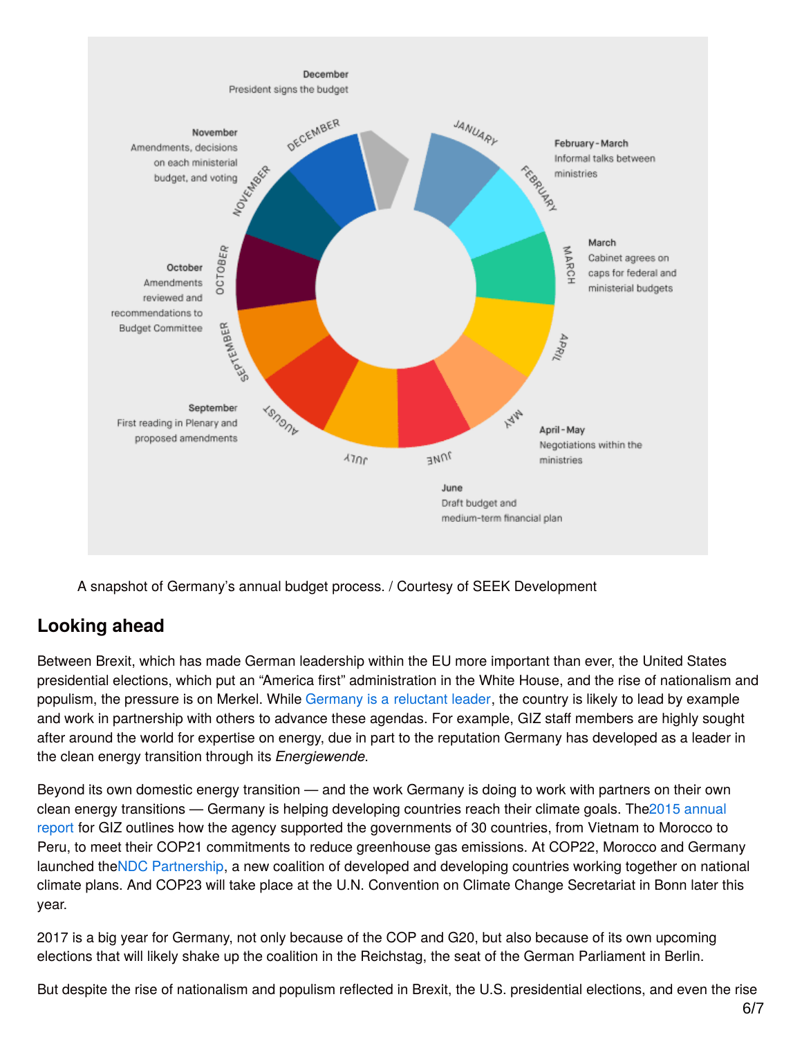A snapshot of Germany's annual budget process. / Courtesy of SEEK Development

## Looking ahead

Between Brexit, which has made German leadership within the EU more important than ever, the United States presidential elections, which put an "America first" administration in the White House, and the rise of nationalism and populism, the pressure is on Merkel. While Germany is a reluctant leader, the country is likely to lead by example and work in partnership with others to advance these agendas. For example, GIZ staff members are highly sought after around the world for expertise on energy, due in part to the reputation Germany has developed as a leader in the clean energy transition through its *Energiewende*.

Beyond its own domestic energy transition — and the work Germany is doing to work with partners on their own clean energy transitions — Germany is helping developing countries reach their climate goals. The2015 annual report for GIZ outlines how the agency supported the governments of 30 countries, from Vietnam to Morocco to Peru, to meet their COP21 commitments to reduce greenhouse gas emissions. At COP22, Morocco and Germany launched theNDC Partnership, a new coalition of developed and developing countries working together on national climate plans. And COP23 will take place at the U.N. Convention on Climate Change Secretariat in Bonn later this year.

2017 is a big year for Germany, not only because of the COP and G20, but also because of its own upcoming elections that will likely shake up the coalition in the Reichstag, the seat of the German Parliament in Berlin.

But despite the rise of nationalism and populism reflected in Brexit, the U.S. presidential elections, and even the rise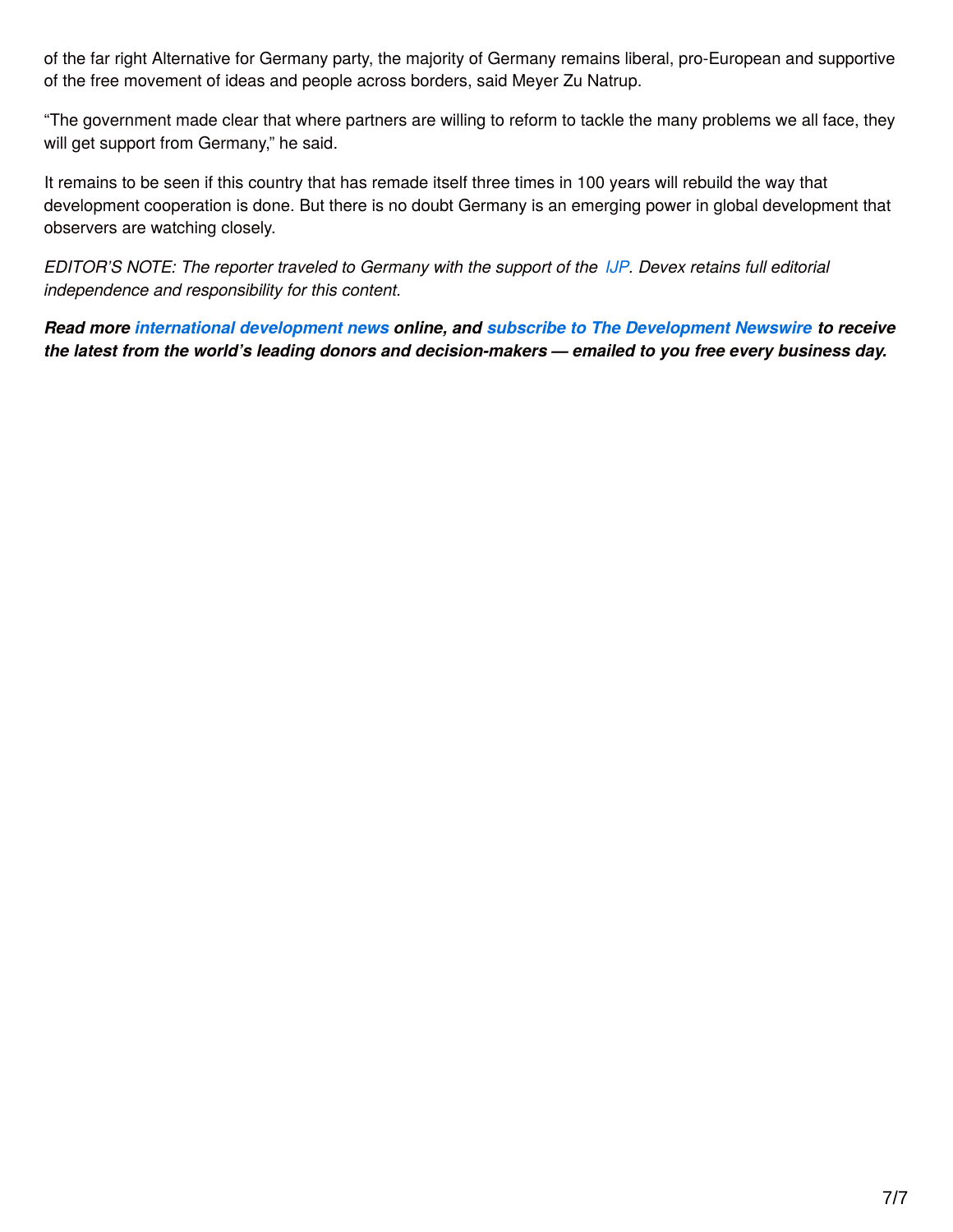of the far right Alternative for Germany party, the majority of Germany remains liberal, pro-European and supportive of the free movement of ideas and people across borders, said Meyer Zu Natrup.

"The government made clear that where partners are willing to reform to tackle the many problems we all face, they will get support from Germany," he said.

It remains to be seen if this country that has remade itself three times in 100 years will rebuild the way that development cooperation is done. But there is no doubt Germany is an emerging power in global development that observers are watching closely.

*EDITOR'S NOTE: The reporter traveled to Germany with the support of the IJP. Devex retains full editorial independence and responsibility for this content.*

***Read more international development news online, and subscribe to The Development Newswire to receive the latest from the world's leading donors and decision-makers — emailed to you free every business day.***